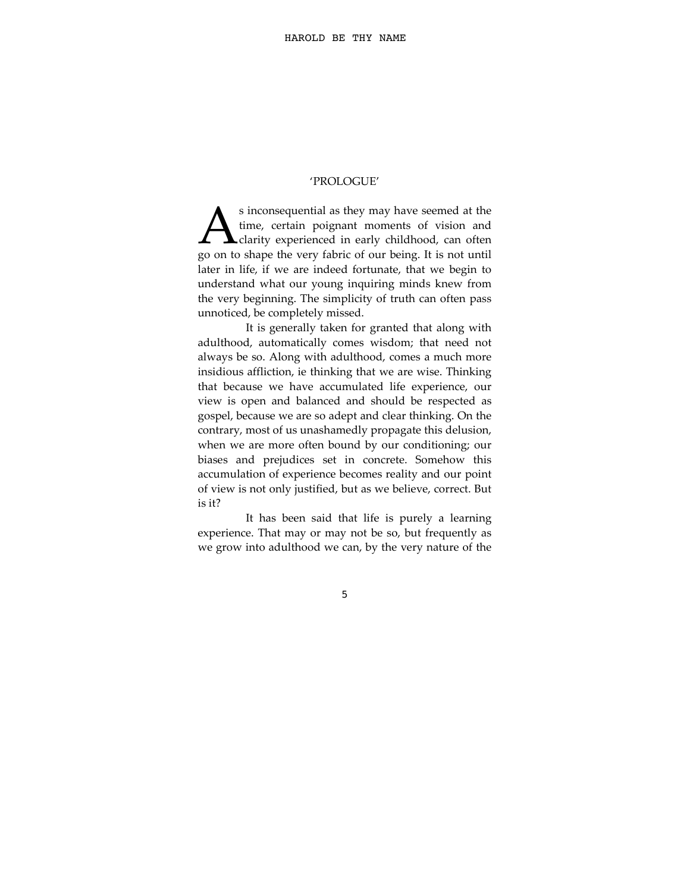## 'PROLOGUE'

As inconsequential as they may have seemed at the time, certain poignant moments of vision and clarity experienced in early childhood, can often go on to shape the very fabric of our being. It is not until later in life, if we are indeed fortunate, that we begin to understand what our young inquiring minds knew from the very beginning. The simplicity of truth can often pass unnoticed, be completely missed.

It is generally taken for granted that along with adulthood, automatically comes wisdom; that need not always be so. Along with adulthood, comes a much more insidious affliction, ie thinking that we are wise. Thinking that because we have accumulated life experience, our view is open and balanced and should be respected as gospel, because we are so adept and clear thinking. On the contrary, most of us unashamedly propagate this delusion, when we are more often bound by our conditioning; our biases and prejudices set in concrete. Somehow this accumulation of experience becomes reality and our point of view is not only justified, but as we believe, correct. But is it?

It has been said that life is purely a learning experience. That may or may not be so, but frequently as we grow into adulthood we can, by the very nature of the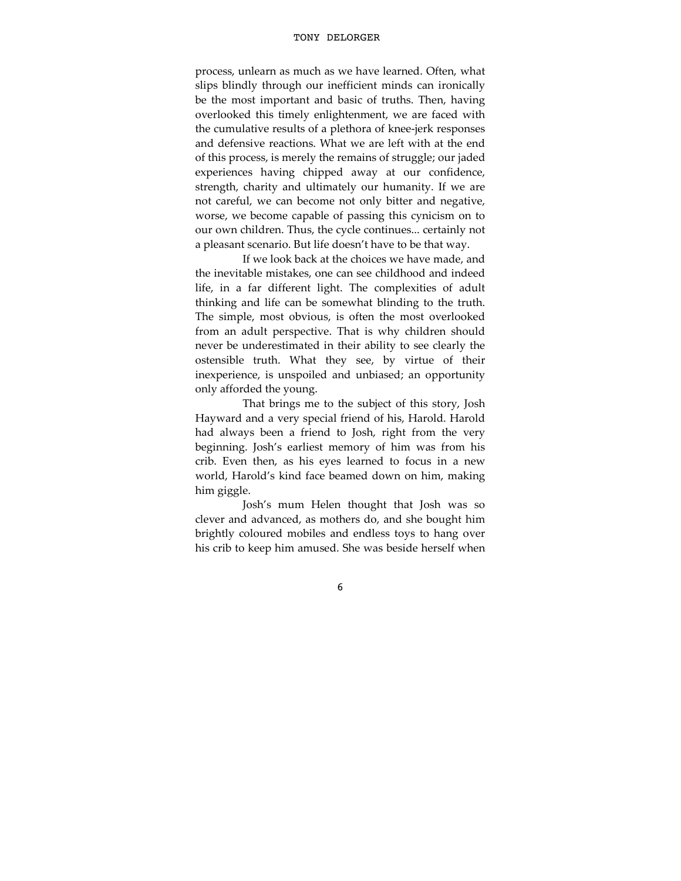process, unlearn as much as we have learned. Often, what slips blindly through our inefficient minds can ironically be the most important and basic of truths. Then, having overlooked this timely enlightenment, we are faced with the cumulative results of a plethora of knee-jerk responses and defensive reactions. What we are left with at the end of this process, is merely the remains of struggle; our jaded experiences having chipped away at our confidence, strength, charity and ultimately our humanity. If we are not careful, we can become not only bitter and negative, worse, we become capable of passing this cynicism on to our own children. Thus, the cycle continues... certainly not a pleasant scenario. But life doesn't have to be that way.

If we look back at the choices we have made, and the inevitable mistakes, one can see childhood and indeed life, in a far different light. The complexities of adult thinking and life can be somewhat blinding to the truth. The simple, most obvious, is often the most overlooked from an adult perspective. That is why children should never be underestimated in their ability to see clearly the ostensible truth. What they see, by virtue of their inexperience, is unspoiled and unbiased; an opportunity only afforded the young.

That brings me to the subject of this story, Josh Hayward and a very special friend of his, Harold. Harold had always been a friend to Josh, right from the very beginning. Josh's earliest memory of him was from his crib. Even then, as his eyes learned to focus in a new world, Harold's kind face beamed down on him, making him giggle.

Josh's mum Helen thought that Josh was so clever and advanced, as mothers do, and she bought him brightly coloured mobiles and endless toys to hang over his crib to keep him amused. She was beside herself when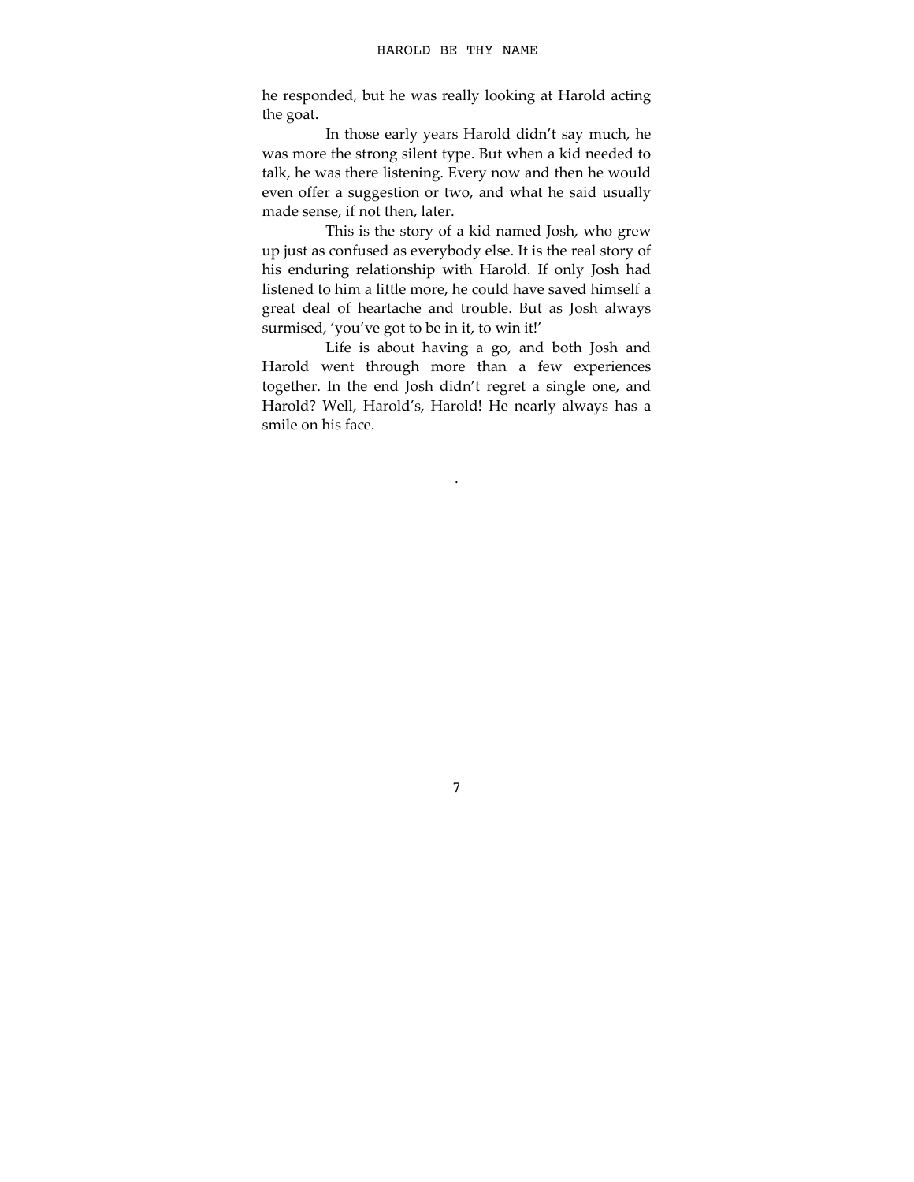he responded, but he was really looking at Harold acting the goat.

In those early years Harold didn't say much, he was more the strong silent type. But when a kid needed to talk, he was there listening. Every now and then he would even offer a suggestion or two, and what he said usually made sense, if not then, later.

This is the story of a kid named Josh, who grew up just as confused as everybody else. It is the real story of his enduring relationship with Harold. If only Josh had listened to him a little more, he could have saved himself a great deal of heartache and trouble. But as Josh always surmised, 'you've got to be in it, to win it!'

Life is about having a go, and both Josh and Harold went through more than a few experiences together. In the end Josh didn't regret a single one, and Harold? Well, Harold's, Harold! He nearly always has a smile on his face.

.